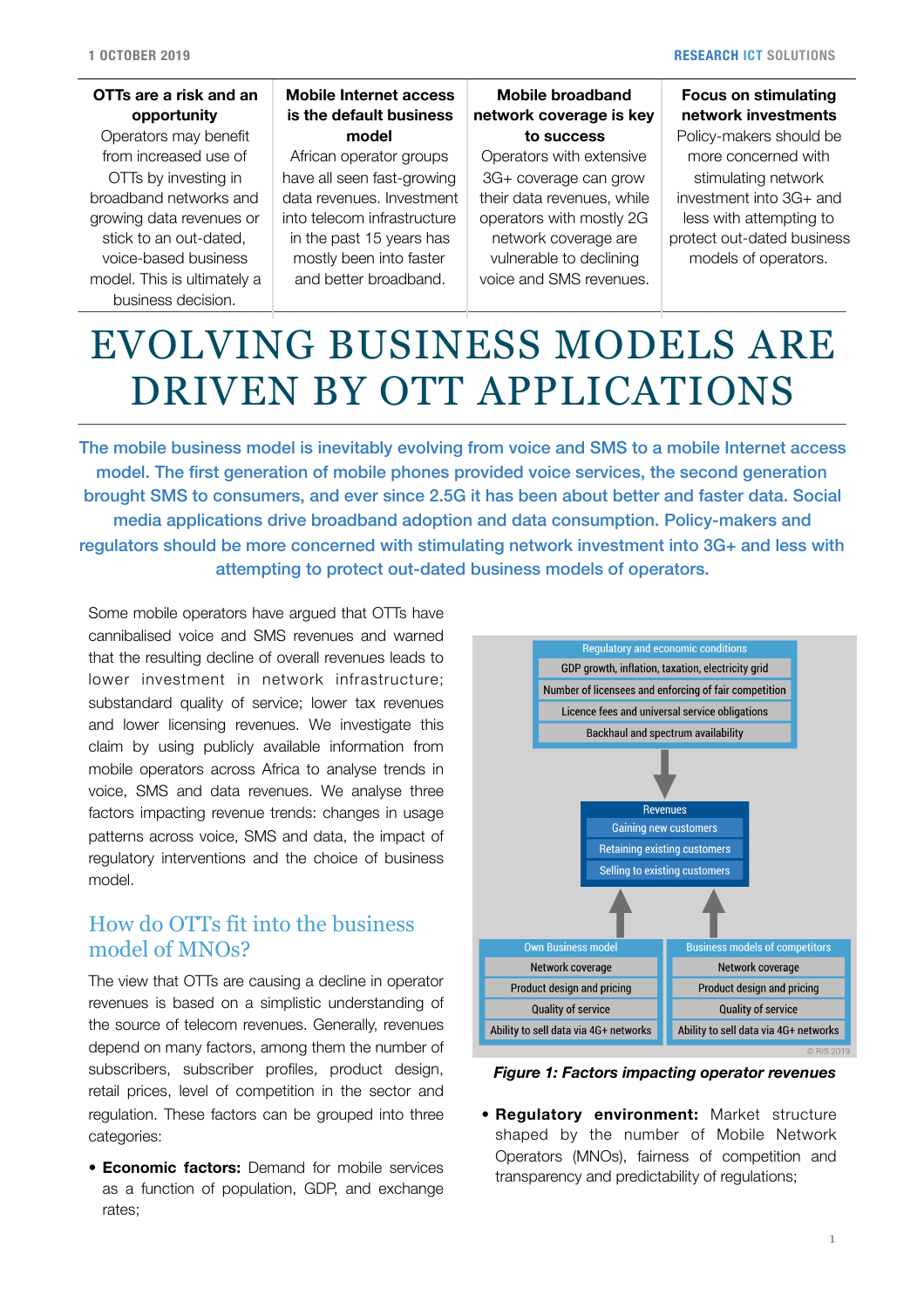**OTTs are a risk and an opportunity**
Operators may benefit from increased use of OTTs by investing in broadband networks and growing data revenues or stick to an out-dated, voice-based business model. This is ultimately a business decision.

**Mobile Internet access is the default business model**
African operator groups have all seen fast-growing data revenues. Investment into telecom infrastructure in the past 15 years has mostly been into faster and better broadband.

**Mobile broadband network coverage is key to success**
Operators with extensive 3G+ coverage can grow their data revenues, while operators with mostly 2G network coverage are vulnerable to declining voice and SMS revenues.

**Focus on stimulating network investments**
Policy-makers should be more concerned with stimulating network investment into 3G+ and less with attempting to protect out-dated business models of operators.

# EVOLVING BUSINESS MODELS ARE DRIVEN BY OTT APPLICATIONS

The mobile business model is inevitably evolving from voice and SMS to a mobile Internet access model. The first generation of mobile phones provided voice services, the second generation brought SMS to consumers, and ever since 2.5G it has been about better and faster data. Social media applications drive broadband adoption and data consumption. Policy-makers and regulators should be more concerned with stimulating network investment into 3G+ and less with attempting to protect out-dated business models of operators.

Some mobile operators have argued that OTTs have cannibalised voice and SMS revenues and warned that the resulting decline of overall revenues leads to lower investment in network infrastructure; substandard quality of service; lower tax revenues and lower licensing revenues. We investigate this claim by using publicly available information from mobile operators across Africa to analyse trends in voice, SMS and data revenues. We analyse three factors impacting revenue trends: changes in usage patterns across voice, SMS and data, the impact of regulatory interventions and the choice of business model.

## How do OTTs fit into the business model of MNOs?

The view that OTTs are causing a decline in operator revenues is based on a simplistic understanding of the source of telecom revenues. Generally, revenues depend on many factors, among them the number of subscribers, subscriber profiles, product design, retail prices, level of competition in the sector and regulation. These factors can be grouped into three categories:

- **Economic factors:** Demand for mobile services as a function of population, GDP, and exchange rates;

Regulatory and economic conditions
GDP growth, inflation, taxation, electricity grid
Number of licensees and enforcing of fair competition
Licence fees and universal service obligations
Backhaul and spectrum availability

Revenues
Gaining new customers
Retaining existing customers
Selling to existing customers

Own Business model
Network coverage
Product design and pricing
Quality of service
Ability to sell data via 4G+ networks

Business models of competitors
Network coverage
Product design and pricing
Quality of service
Ability to sell data via 4G+ networks

© RIS 2019

*Figure 1: Factors impacting operator revenues*

- **Regulatory environment:** Market structure shaped by the number of Mobile Network Operators (MNOs), fairness of competition and transparency and predictability of regulations;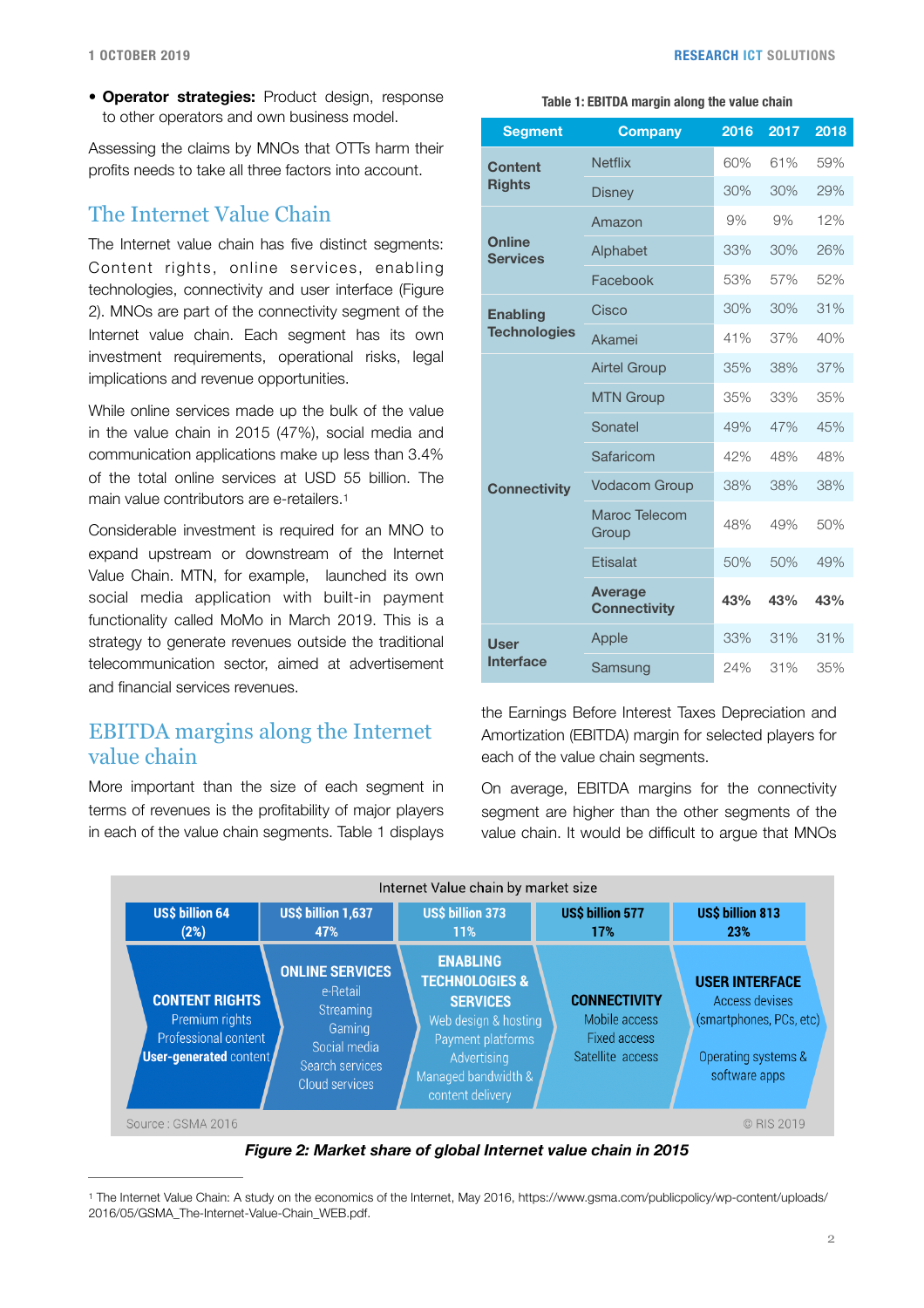- **Operator strategies:** Product design, response to other operators and own business model.

Assessing the claims by MNOs that OTTs harm their profits needs to take all three factors into account.

## The Internet Value Chain

The Internet value chain has five distinct segments: Content rights, online services, enabling technologies, connectivity and user interface (Figure 2). MNOs are part of the connectivity segment of the Internet value chain. Each segment has its own investment requirements, operational risks, legal implications and revenue opportunities.

While online services made up the bulk of the value in the value chain in 2015 (47%), social media and communication applications make up less than 3.4% of the total online services at USD 55 billion. The main value contributors are e-retailers.[1]

Considerable investment is required for an MNO to expand upstream or downstream of the Internet Value Chain. MTN, for example, launched its own social media application with built-in payment functionality called MoMo in March 2019. This is a strategy to generate revenues outside the traditional telecommunication sector, aimed at advertisement and financial services revenues.

## EBITDA margins along the Internet value chain

More important than the size of each segment in terms of revenues is the profitability of major players in each of the value chain segments. Table 1 displays the Earnings Before Interest Taxes Depreciation and Amortization (EBITDA) margin for selected players for each of the value chain segments.

**Table 1: EBITDA margin along the value chain**

| Segment | Company | 2016 | 2017 | 2018 |
|---|---|---|---|---|
| Content Rights | Netflix | 60% | 61% | 59% |
| | Disney | 30% | 30% | 29% |
| Online Services | Amazon | 9% | 9% | 12% |
| | Alphabet | 33% | 30% | 26% |
| | Facebook | 53% | 57% | 52% |
| Enabling Technologies | Cisco | 30% | 30% | 31% |
| | Akamei | 41% | 37% | 40% |
| Connectivity | Airtel Group | 35% | 38% | 37% |
| | MTN Group | 35% | 33% | 35% |
| | Sonatel | 49% | 47% | 45% |
| | Safaricom | 42% | 48% | 48% |
| | Vodacom Group | 38% | 38% | 38% |
| | Maroc Telecom Group | 48% | 49% | 50% |
| | Etisalat | 50% | 50% | 49% |
| | **Average Connectivity** | **43%** | **43%** | **43%** |
| User Interface | Apple | 33% | 31% | 31% |
| | Samsung | 24% | 31% | 35% |

On average, EBITDA margins for the connectivity segment are higher than the other segments of the value chain. It would be difficult to argue that MNOs

Internet Value chain by market size

US$ billion 64 (2%)
CONTENT RIGHTS
Premium rights
Professional content
**User-generated** content

US$ billion 1,637 47%
ONLINE SERVICES
e-Retail
Streaming
Gaming
Social media
Search services
Cloud services

US$ billion 373 11%
ENABLING TECHNOLOGIES & SERVICES
Web design & hosting
Payment platforms
Advertising
Managed bandwidth & content delivery

US$ billion 577 17%
CONNECTIVITY
Mobile access
Fixed access
Satellite access

US$ billion 813 23%
USER INTERFACE
Access devises (smartphones, PCs, etc)
Operating systems & software apps

Source : GSMA 2016
© RIS 2019

***Figure 2: Market share of global Internet value chain in 2015***

---

[1] The Internet Value Chain: A study on the economics of the Internet, May 2016, https://www.gsma.com/publicpolicy/wp-content/uploads/2016/05/GSMA_The-Internet-Value-Chain_WEB.pdf.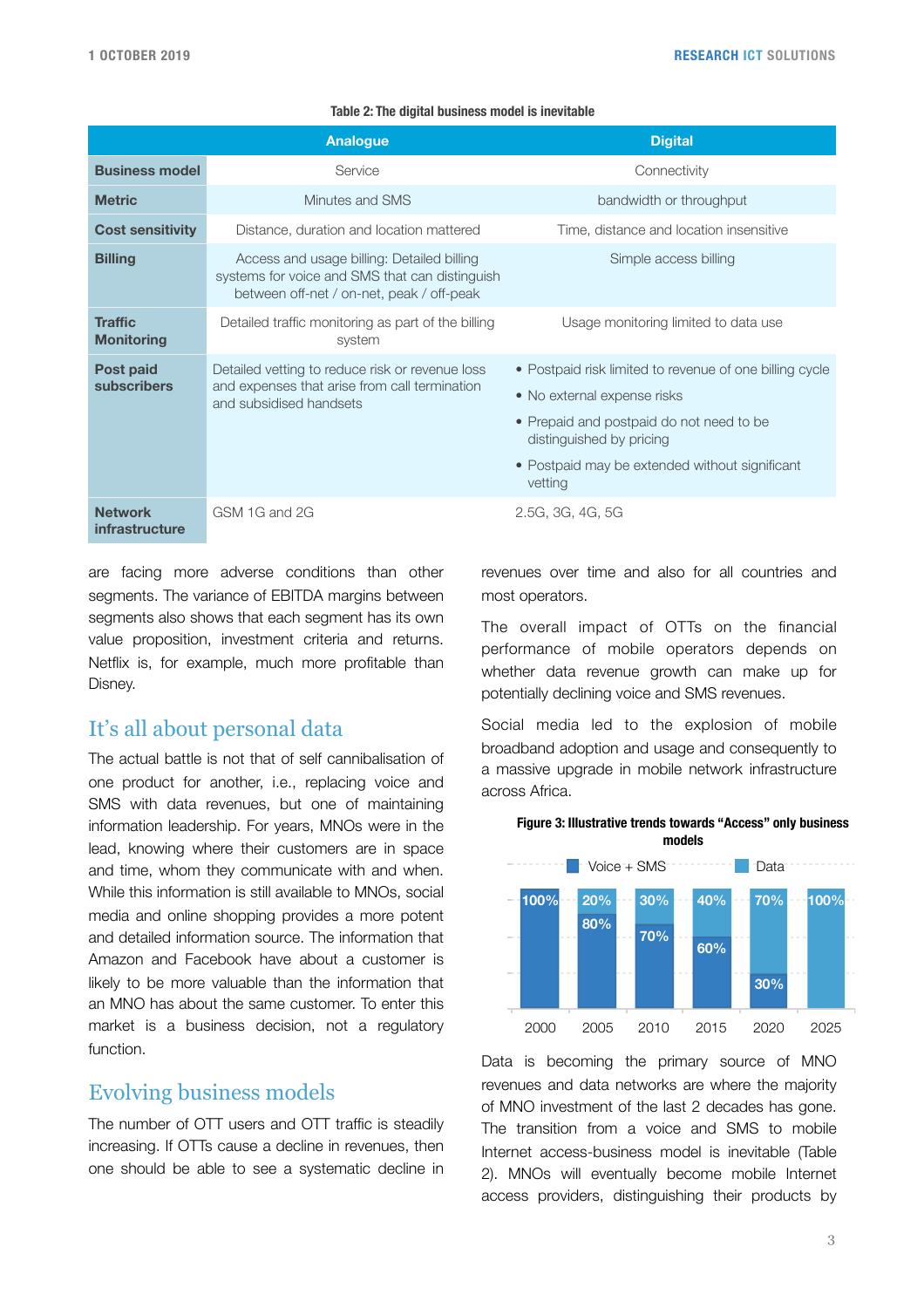Table 2: The digital business model is inevitable

| | Analogue | Digital |
|---|---|---|
| **Business model** | Service | Connectivity |
| **Metric** | Minutes and SMS | bandwidth or throughput |
| **Cost sensitivity** | Distance, duration and location mattered | Time, distance and location insensitive |
| **Billing** | Access and usage billing: Detailed billing systems for voice and SMS that can distinguish between off-net / on-net, peak / off-peak | Simple access billing |
| **Traffic Monitoring** | Detailed traffic monitoring as part of the billing system | Usage monitoring limited to data use |
| **Post paid subscribers** | Detailed vetting to reduce risk or revenue loss and expenses that arise from call termination and subsidised handsets | • Postpaid risk limited to revenue of one billing cycle<br>• No external expense risks<br>• Prepaid and postpaid do not need to be distinguished by pricing<br>• Postpaid may be extended without significant vetting |
| **Network infrastructure** | GSM 1G and 2G | 2.5G, 3G, 4G, 5G |

are facing more adverse conditions than other segments. The variance of EBITDA margins between segments also shows that each segment has its own value proposition, investment criteria and returns. Netflix is, for example, much more profitable than Disney.

## It's all about personal data

The actual battle is not that of self cannibalisation of one product for another, i.e., replacing voice and SMS with data revenues, but one of maintaining information leadership. For years, MNOs were in the lead, knowing where their customers are in space and time, whom they communicate with and when. While this information is still available to MNOs, social media and online shopping provides a more potent and detailed information source. The information that Amazon and Facebook have about a customer is likely to be more valuable than the information that an MNO has about the same customer. To enter this market is a business decision, not a regulatory function.

## Evolving business models

The number of OTT users and OTT traffic is steadily increasing. If OTTs cause a decline in revenues, then one should be able to see a systematic decline in revenues over time and also for all countries and most operators.

The overall impact of OTTs on the financial performance of mobile operators depends on whether data revenue growth can make up for potentially declining voice and SMS revenues.

Social media led to the explosion of mobile broadband adoption and usage and consequently to a massive upgrade in mobile network infrastructure across Africa.

Figure 3: Illustrative trends towards "Access" only business models

Voice + SMS
Data
100%
20%
80%
30%
70%
40%
60%
70%
30%
100%
2000
2005
2010
2015
2020
2025

Data is becoming the primary source of MNO revenues and data networks are where the majority of MNO investment of the last 2 decades has gone. The transition from a voice and SMS to mobile Internet access-business model is inevitable (Table 2). MNOs will eventually become mobile Internet access providers, distinguishing their products by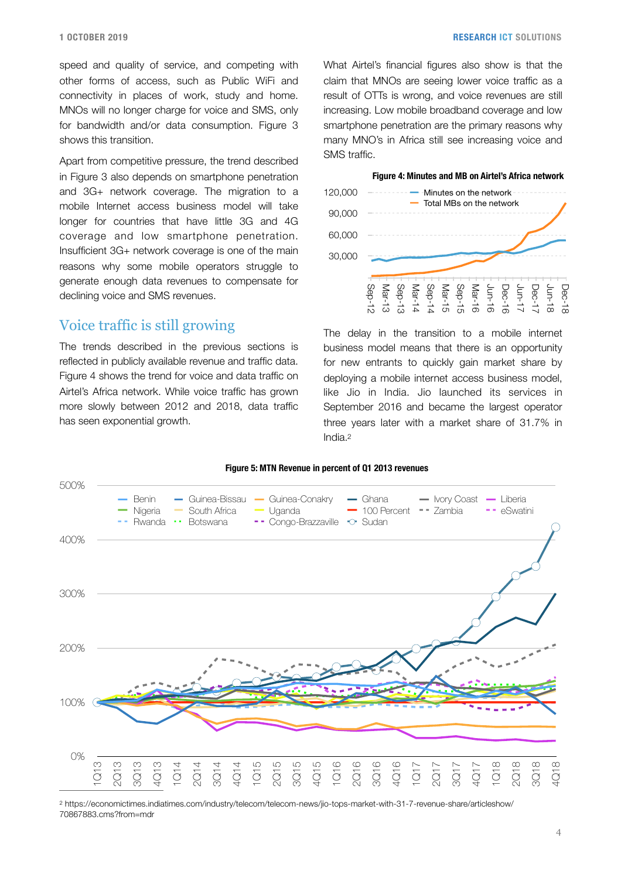speed and quality of service, and competing with other forms of access, such as Public WiFi and connectivity in places of work, study and home. MNOs will no longer charge for voice and SMS, only for bandwidth and/or data consumption. Figure 3 shows this transition.

Apart from competitive pressure, the trend described in Figure 3 also depends on smartphone penetration and 3G+ network coverage. The migration to a mobile Internet access business model will take longer for countries that have little 3G and 4G coverage and low smartphone penetration. Insufficient 3G+ network coverage is one of the main reasons why some mobile operators struggle to generate enough data revenues to compensate for declining voice and SMS revenues.

## Voice traffic is still growing

The trends described in the previous sections is reflected in publicly available revenue and traffic data. Figure 4 shows the trend for voice and data traffic on Airtel's Africa network. While voice traffic has grown more slowly between 2012 and 2018, data traffic has seen exponential growth.

What Airtel's financial figures also show is that the claim that MNOs are seeing lower voice traffic as a result of OTTs is wrong, and voice revenues are still increasing. Low mobile broadband coverage and low smartphone penetration are the primary reasons why many MNO's in Africa still see increasing voice and SMS traffic.

**Figure 4: Minutes and MB on Airtel's Africa network**

120,000
90,000
60,000
30,000

Minutes on the network
Total MBs on the network

Sep-12, Mar-13, Sep-13, Mar-14, Sep-14, Mar-15, Sep-15, Mar-16, Jun-16, Dec-16, Jun-17, Dec-17, Jun-18, Dec-18

The delay in the transition to a mobile internet business model means that there is an opportunity for new entrants to quickly gain market share by deploying a mobile internet access business model, like Jio in India. Jio launched its services in September 2016 and became the largest operator three years later with a market share of 31.7% in India.[2]

**Figure 5: MTN Revenue in percent of Q1 2013 revenues**

500%
400%
300%
200%
100%
0%

Benin, Guinea-Bissau, Guinea-Conakry, Ghana, Ivory Coast, Liberia, Nigeria, South Africa, Uganda, 100 Percent, Zambia, eSwatini, Rwanda, Botswana, Congo-Brazzaville, Sudan

1Q13, 2Q13, 3Q13, 4Q13, 1Q14, 2Q14, 3Q14, 4Q14, 1Q15, 2Q15, 3Q15, 4Q15, 1Q16, 2Q16, 3Q16, 4Q16, 1Q17, 2Q17, 3Q17, 4Q17, 1Q18, 2Q18, 3Q18, 4Q18

[2] https://economictimes.indiatimes.com/industry/telecom/telecom-news/jio-tops-market-with-31-7-revenue-share/articleshow/70867883.cms?from=mdr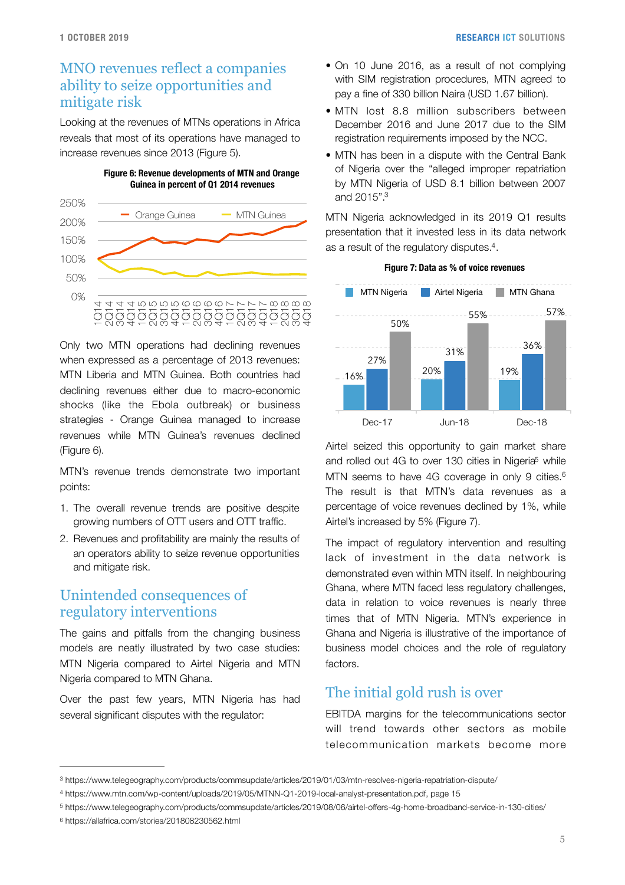## MNO revenues reflect a companies ability to seize opportunities and mitigate risk

Looking at the revenues of MTNs operations in Africa reveals that most of its operations have managed to increase revenues since 2013 (Figure 5).

**Figure 6: Revenue developments of MTN and Orange Guinea in percent of Q1 2014 revenues**

250%
200%
150%
100%
50%
0%

Orange Guinea
MTN Guinea

1Q14 2Q14 3Q14 4Q14 1Q15 2Q15 3Q15 4Q15 1Q16 2Q16 3Q16 4Q16 1Q17 2Q17 3Q17 4Q17 1Q18 2Q18 3Q18 4Q18

Only two MTN operations had declining revenues when expressed as a percentage of 2013 revenues: MTN Liberia and MTN Guinea. Both countries had declining revenues either due to macro-economic shocks (like the Ebola outbreak) or business strategies - Orange Guinea managed to increase revenues while MTN Guinea's revenues declined (Figure 6).

MTN's revenue trends demonstrate two important points:

1. The overall revenue trends are positive despite growing numbers of OTT users and OTT traffic.
2. Revenues and profitability are mainly the results of an operators ability to seize revenue opportunities and mitigate risk.

## Unintended consequences of regulatory interventions

The gains and pitfalls from the changing business models are neatly illustrated by two case studies: MTN Nigeria compared to Airtel Nigeria and MTN Nigeria compared to MTN Ghana.

Over the past few years, MTN Nigeria has had several significant disputes with the regulator:

- On 10 June 2016, as a result of not complying with SIM registration procedures, MTN agreed to pay a fine of 330 billion Naira (USD 1.67 billion).
- MTN lost 8.8 million subscribers between December 2016 and June 2017 due to the SIM registration requirements imposed by the NCC.
- MTN has been in a dispute with the Central Bank of Nigeria over the "alleged improper repatriation by MTN Nigeria of USD 8.1 billion between 2007 and 2015".[3]

MTN Nigeria acknowledged in its 2019 Q1 results presentation that it invested less in its data network as a result of the regulatory disputes.[4].

**Figure 7: Data as % of voice revenues**

MTN Nigeria
Airtel Nigeria
MTN Ghana

Dec-17: 16%, 27%, 50%
Jun-18: 20%, 31%, 55%
Dec-18: 19%, 36%, 57%

Airtel seized this opportunity to gain market share and rolled out 4G to over 130 cities in Nigeria[5] while MTN seems to have 4G coverage in only 9 cities.[6] The result is that MTN's data revenues as a percentage of voice revenues declined by 1%, while Airtel's increased by 5% (Figure 7).

The impact of regulatory intervention and resulting lack of investment in the data network is demonstrated even within MTN itself. In neighbouring Ghana, where MTN faced less regulatory challenges, data in relation to voice revenues is nearly three times that of MTN Nigeria. MTN's experience in Ghana and Nigeria is illustrative of the importance of business model choices and the role of regulatory factors.

## The initial gold rush is over

EBITDA margins for the telecommunications sector will trend towards other sectors as mobile telecommunication markets become more

---

[3] https://www.telegeography.com/products/commsupdate/articles/2019/01/03/mtn-resolves-nigeria-repatriation-dispute/

[4] https://www.mtn.com/wp-content/uploads/2019/05/MTNN-Q1-2019-local-analyst-presentation.pdf, page 15

[5] https://www.telegeography.com/products/commsupdate/articles/2019/08/06/airtel-offers-4g-home-broadband-service-in-130-cities/

[6] https://allafrica.com/stories/201808230562.html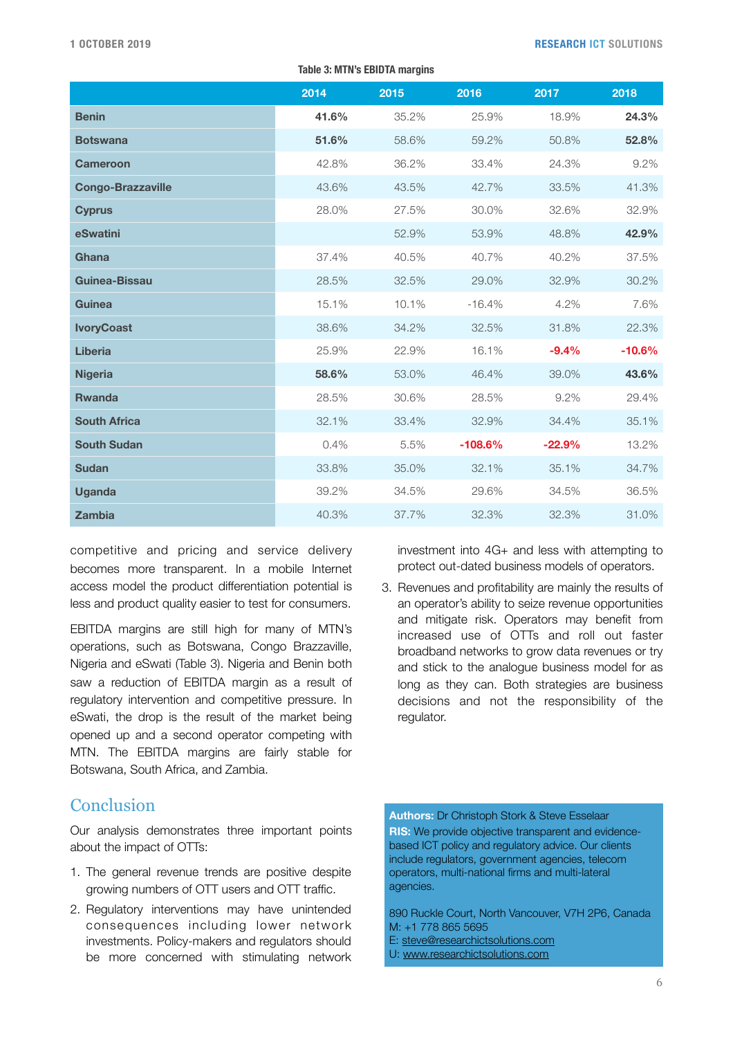Table 3: MTN's EBIDTA margins

| | 2014 | 2015 | 2016 | 2017 | 2018 |
|---|---|---|---|---|---|
| **Benin** | **41.6%** | 35.2% | 25.9% | 18.9% | **24.3%** |
| **Botswana** | **51.6%** | 58.6% | 59.2% | 50.8% | **52.8%** |
| **Cameroon** | 42.8% | 36.2% | 33.4% | 24.3% | 9.2% |
| **Congo-Brazzaville** | 43.6% | 43.5% | 42.7% | 33.5% | 41.3% |
| **Cyprus** | 28.0% | 27.5% | 30.0% | 32.6% | 32.9% |
| **eSwatini** | | 52.9% | 53.9% | 48.8% | **42.9%** |
| **Ghana** | 37.4% | 40.5% | 40.7% | 40.2% | 37.5% |
| **Guinea-Bissau** | 28.5% | 32.5% | 29.0% | 32.9% | 30.2% |
| **Guinea** | 15.1% | 10.1% | -16.4% | 4.2% | 7.6% |
| **IvoryCoast** | 38.6% | 34.2% | 32.5% | 31.8% | 22.3% |
| **Liberia** | 25.9% | 22.9% | 16.1% | **-9.4%** | **-10.6%** |
| **Nigeria** | **58.6%** | 53.0% | 46.4% | 39.0% | **43.6%** |
| **Rwanda** | 28.5% | 30.6% | 28.5% | 9.2% | 29.4% |
| **South Africa** | 32.1% | 33.4% | 32.9% | 34.4% | 35.1% |
| **South Sudan** | 0.4% | 5.5% | **-108.6%** | **-22.9%** | 13.2% |
| **Sudan** | 33.8% | 35.0% | 32.1% | 35.1% | 34.7% |
| **Uganda** | 39.2% | 34.5% | 29.6% | 34.5% | 36.5% |
| **Zambia** | 40.3% | 37.7% | 32.3% | 32.3% | 31.0% |

competitive and pricing and service delivery becomes more transparent. In a mobile Internet access model the product differentiation potential is less and product quality easier to test for consumers.

EBITDA margins are still high for many of MTN's operations, such as Botswana, Congo Brazzaville, Nigeria and eSwati (Table 3). Nigeria and Benin both saw a reduction of EBITDA margin as a result of regulatory intervention and competitive pressure. In eSwati, the drop is the result of the market being opened up and a second operator competing with MTN. The EBITDA margins are fairly stable for Botswana, South Africa, and Zambia.

## Conclusion

Our analysis demonstrates three important points about the impact of OTTs:

1. The general revenue trends are positive despite growing numbers of OTT users and OTT traffic.
2. Regulatory interventions may have unintended consequences including lower network investments. Policy-makers and regulators should be more concerned with stimulating network investment into 4G+ and less with attempting to protect out-dated business models of operators.
3. Revenues and profitability are mainly the results of an operator's ability to seize revenue opportunities and mitigate risk. Operators may benefit from increased use of OTTs and roll out faster broadband networks to grow data revenues or try and stick to the analogue business model for as long as they can. Both strategies are business decisions and not the responsibility of the regulator.

**Authors:** Dr Christoph Stork & Steve Esselaar
**RIS:** We provide objective transparent and evidence-based ICT policy and regulatory advice. Our clients include regulators, government agencies, telecom operators, multi-national firms and multi-lateral agencies.

890 Ruckle Court, North Vancouver, V7H 2P6, Canada
M: +1 778 865 5695
E: steve@researchictsolutions.com
U: www.researchictsolutions.com